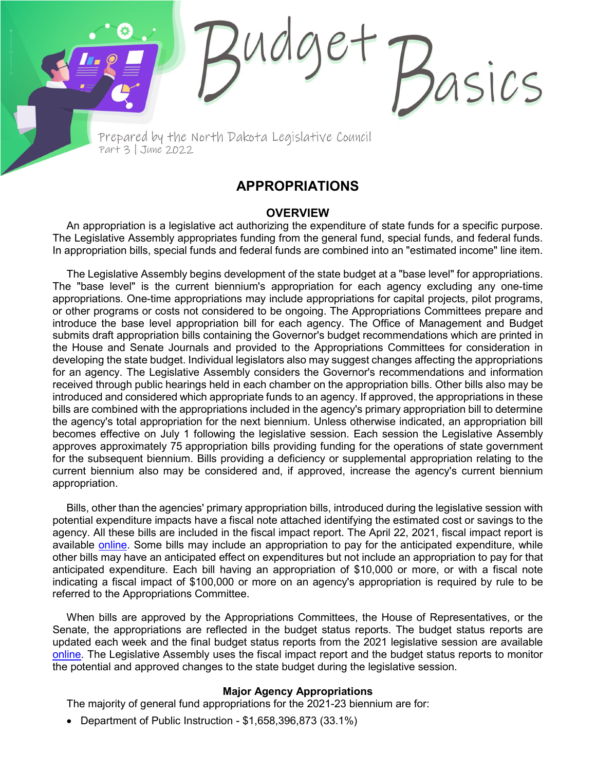# Budget Basics

Prepared by the North Dakota Legislative Council
Part 3 | June 2022

## APPROPRIATIONS

### OVERVIEW

An appropriation is a legislative act authorizing the expenditure of state funds for a specific purpose. The Legislative Assembly appropriates funding from the general fund, special funds, and federal funds. In appropriation bills, special funds and federal funds are combined into an "estimated income" line item.

The Legislative Assembly begins development of the state budget at a "base level" for appropriations. The "base level" is the current biennium's appropriation for each agency excluding any one-time appropriations. One-time appropriations may include appropriations for capital projects, pilot programs, or other programs or costs not considered to be ongoing. The Appropriations Committees prepare and introduce the base level appropriation bill for each agency. The Office of Management and Budget submits draft appropriation bills containing the Governor's budget recommendations which are printed in the House and Senate Journals and provided to the Appropriations Committees for consideration in developing the state budget. Individual legislators also may suggest changes affecting the appropriations for an agency. The Legislative Assembly considers the Governor's recommendations and information received through public hearings held in each chamber on the appropriation bills. Other bills also may be introduced and considered which appropriate funds to an agency. If approved, the appropriations in these bills are combined with the appropriations included in the agency's primary appropriation bill to determine the agency's total appropriation for the next biennium. Unless otherwise indicated, an appropriation bill becomes effective on July 1 following the legislative session. Each session the Legislative Assembly approves approximately 75 appropriation bills providing funding for the operations of state government for the subsequent biennium. Bills providing a deficiency or supplemental appropriation relating to the current biennium also may be considered and, if approved, increase the agency's current biennium appropriation.

Bills, other than the agencies' primary appropriation bills, introduced during the legislative session with potential expenditure impacts have a fiscal note attached identifying the estimated cost or savings to the agency. All these bills are included in the fiscal impact report. The April 22, 2021, fiscal impact report is available online. Some bills may include an appropriation to pay for the anticipated expenditure, while other bills may have an anticipated effect on expenditures but not include an appropriation to pay for that anticipated expenditure. Each bill having an appropriation of $10,000 or more, or with a fiscal note indicating a fiscal impact of $100,000 or more on an agency's appropriation is required by rule to be referred to the Appropriations Committee.

When bills are approved by the Appropriations Committees, the House of Representatives, or the Senate, the appropriations are reflected in the budget status reports. The budget status reports are updated each week and the final budget status reports from the 2021 legislative session are available online. The Legislative Assembly uses the fiscal impact report and the budget status reports to monitor the potential and approved changes to the state budget during the legislative session.

#### Major Agency Appropriations

The majority of general fund appropriations for the 2021-23 biennium are for:

- Department of Public Instruction - $1,658,396,873 (33.1%)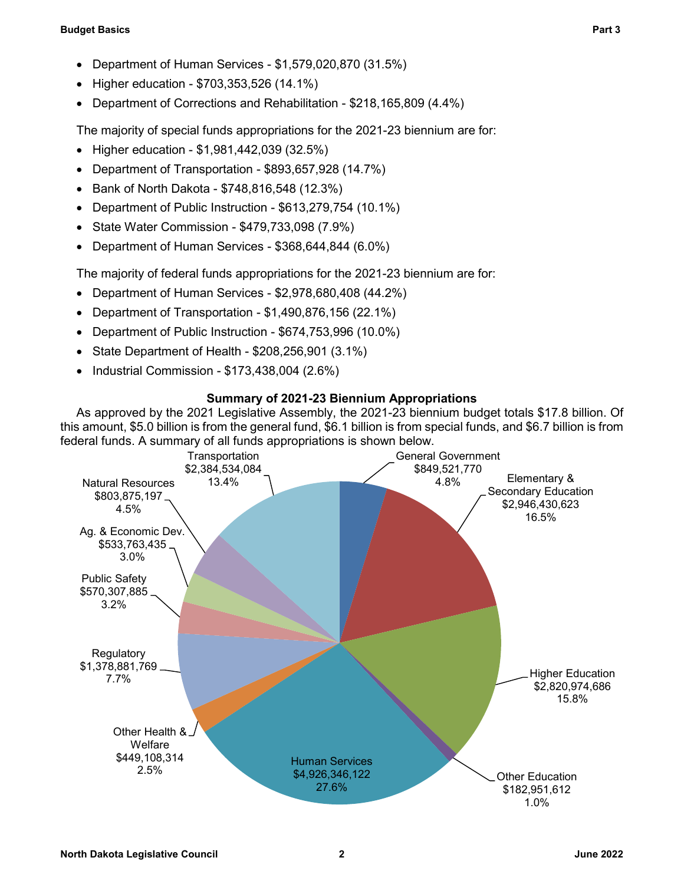- Department of Human Services - $1,579,020,870 (31.5%)
- Higher education - $703,353,526 (14.1%)
- Department of Corrections and Rehabilitation - $218,165,809 (4.4%)

The majority of special funds appropriations for the 2021-23 biennium are for:

- Higher education - $1,981,442,039 (32.5%)
- Department of Transportation - $893,657,928 (14.7%)
- Bank of North Dakota - $748,816,548 (12.3%)
- Department of Public Instruction - $613,279,754 (10.1%)
- State Water Commission - $479,733,098 (7.9%)
- Department of Human Services - $368,644,844 (6.0%)

The majority of federal funds appropriations for the 2021-23 biennium are for:

- Department of Human Services - $2,978,680,408 (44.2%)
- Department of Transportation - $1,490,876,156 (22.1%)
- Department of Public Instruction - $674,753,996 (10.0%)
- State Department of Health - $208,256,901 (3.1%)
- Industrial Commission - $173,438,004 (2.6%)

### Summary of 2021-23 Biennium Appropriations

As approved by the 2021 Legislative Assembly, the 2021-23 biennium budget totals $17.8 billion. Of this amount, $5.0 billion is from the general fund, $6.1 billion is from special funds, and $6.7 billion is from federal funds. A summary of all funds appropriations is shown below.

| Category | Amount | Percent |
|---|---|---|
| General Government | $849,521,770 | 4.8% |
| Elementary & Secondary Education | $2,946,430,623 | 16.5% |
| Higher Education | $2,820,974,686 | 15.8% |
| Other Education | $182,951,612 | 1.0% |
| Human Services | $4,926,346,122 | 27.6% |
| Other Health & Welfare | $449,108,314 | 2.5% |
| Regulatory | $1,378,881,769 | 7.7% |
| Public Safety | $570,307,885 | 3.2% |
| Ag. & Economic Dev. | $533,763,435 | 3.0% |
| Natural Resources | $803,875,197 | 4.5% |
| Transportation | $2,384,534,084 | 13.4% |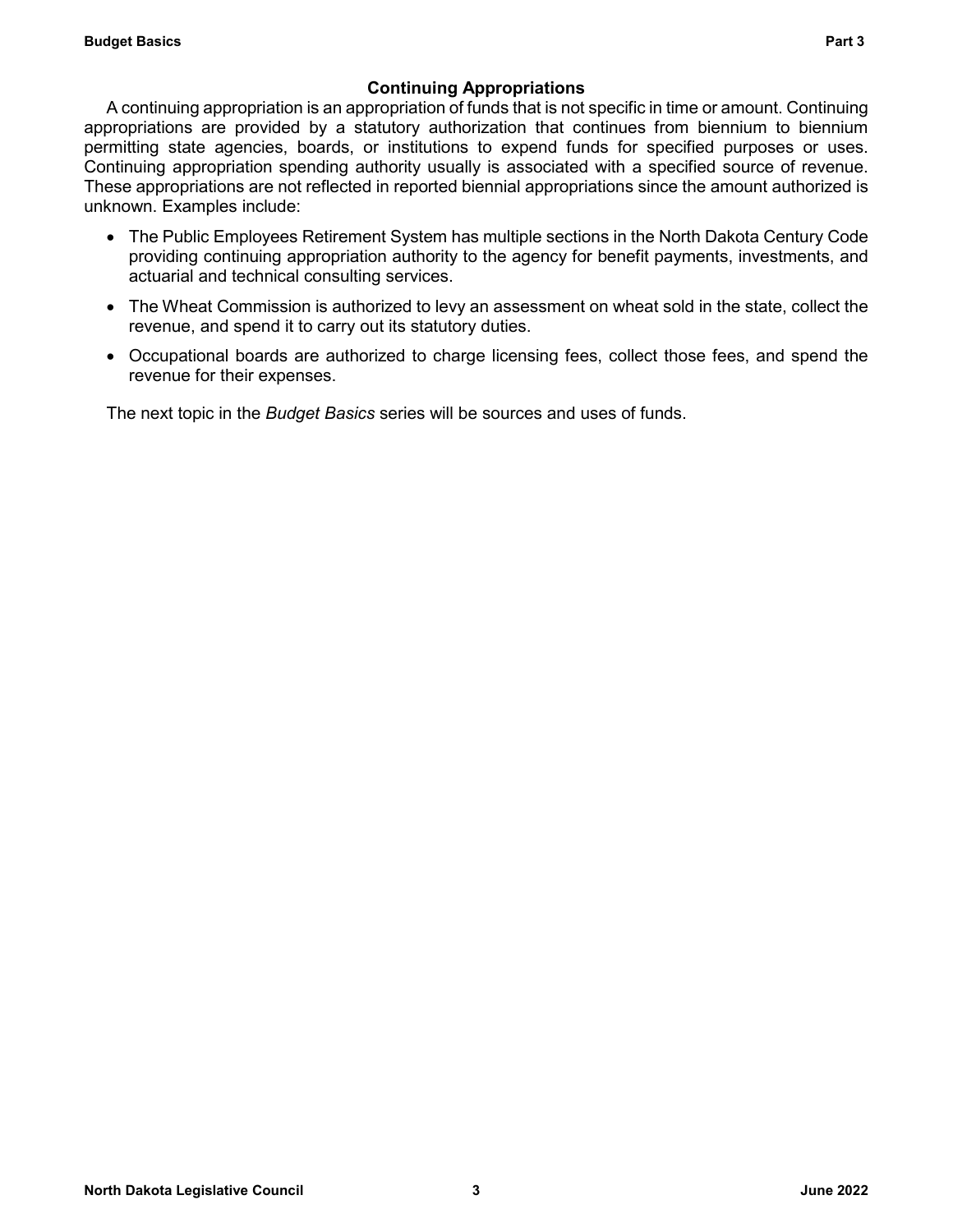## Continuing Appropriations

A continuing appropriation is an appropriation of funds that is not specific in time or amount. Continuing appropriations are provided by a statutory authorization that continues from biennium to biennium permitting state agencies, boards, or institutions to expend funds for specified purposes or uses. Continuing appropriation spending authority usually is associated with a specified source of revenue. These appropriations are not reflected in reported biennial appropriations since the amount authorized is unknown. Examples include:

- The Public Employees Retirement System has multiple sections in the North Dakota Century Code providing continuing appropriation authority to the agency for benefit payments, investments, and actuarial and technical consulting services.
- The Wheat Commission is authorized to levy an assessment on wheat sold in the state, collect the revenue, and spend it to carry out its statutory duties.
- Occupational boards are authorized to charge licensing fees, collect those fees, and spend the revenue for their expenses.

The next topic in the *Budget Basics* series will be sources and uses of funds.